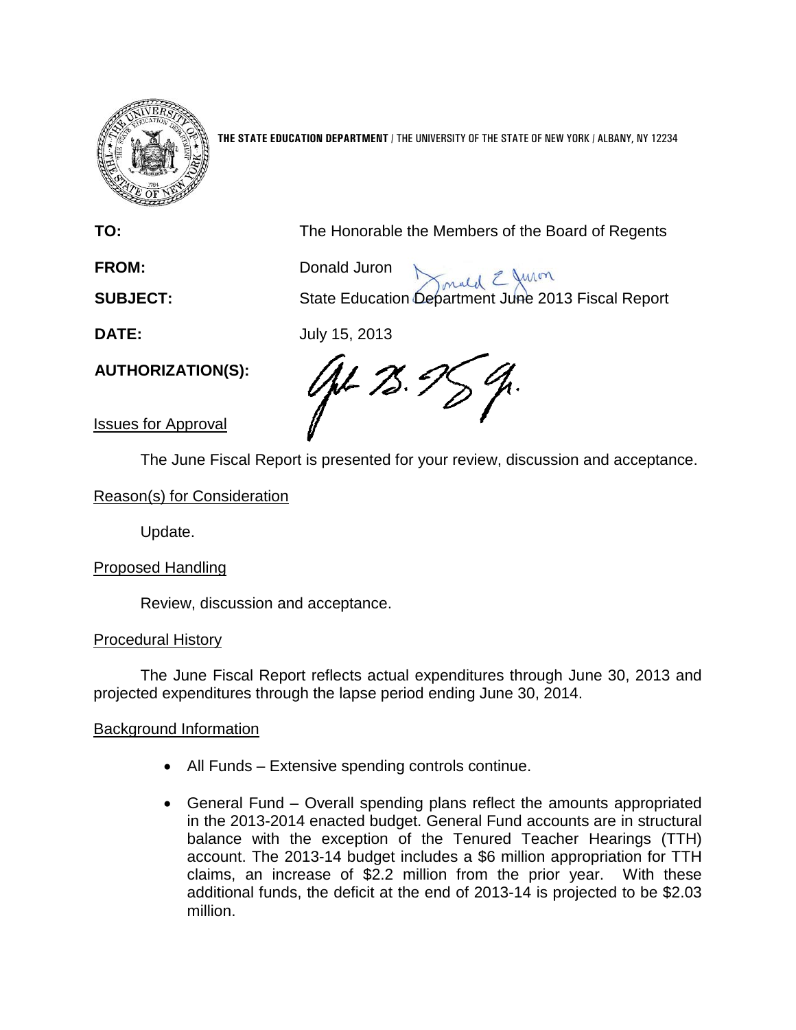**THE STATE EDUCATION DEPARTMENT** / THE UNIVERSITY OF THE STATE OF NEW YORK / ALBANY, NY 12234

**TO:** The Honorable the Members of the Board of Regents

**FROM:** Donald Juron

**SUBJECT:** State Education Department June 2013 Fiscal Report

**DATE:** July 15, 2013

**AUTHORIZATION(S):**

Issues for Approval

The June Fiscal Report is presented for your review, discussion and acceptance.

Reason(s) for Consideration

Update.

Proposed Handling

Review, discussion and acceptance.

Procedural History

The June Fiscal Report reflects actual expenditures through June 30, 2013 and projected expenditures through the lapse period ending June 30, 2014.

Background Information

- All Funds – Extensive spending controls continue.
- General Fund – Overall spending plans reflect the amounts appropriated in the 2013-2014 enacted budget. General Fund accounts are in structural balance with the exception of the Tenured Teacher Hearings (TTH) account. The 2013-14 budget includes a $6 million appropriation for TTH claims, an increase of $2.2 million from the prior year. With these additional funds, the deficit at the end of 2013-14 is projected to be $2.03 million.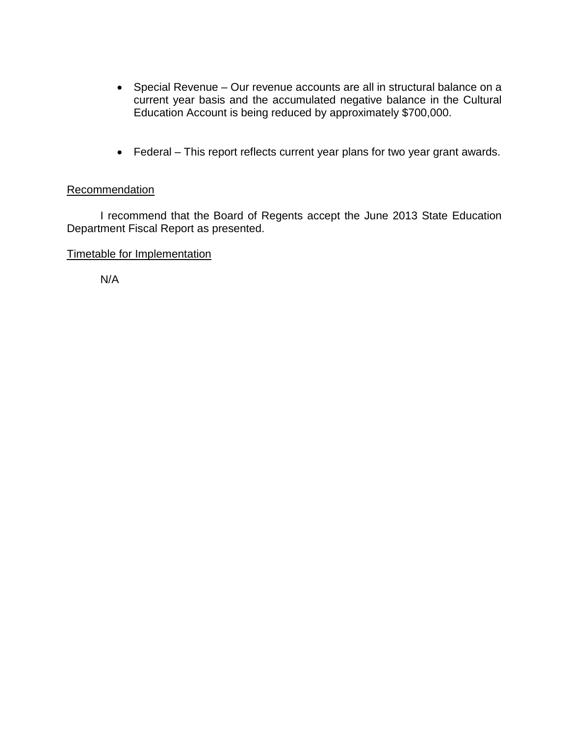- Special Revenue – Our revenue accounts are all in structural balance on a current year basis and the accumulated negative balance in the Cultural Education Account is being reduced by approximately $700,000.

- Federal – This report reflects current year plans for two year grant awards.

## Recommendation

I recommend that the Board of Regents accept the June 2013 State Education Department Fiscal Report as presented.

## Timetable for Implementation

N/A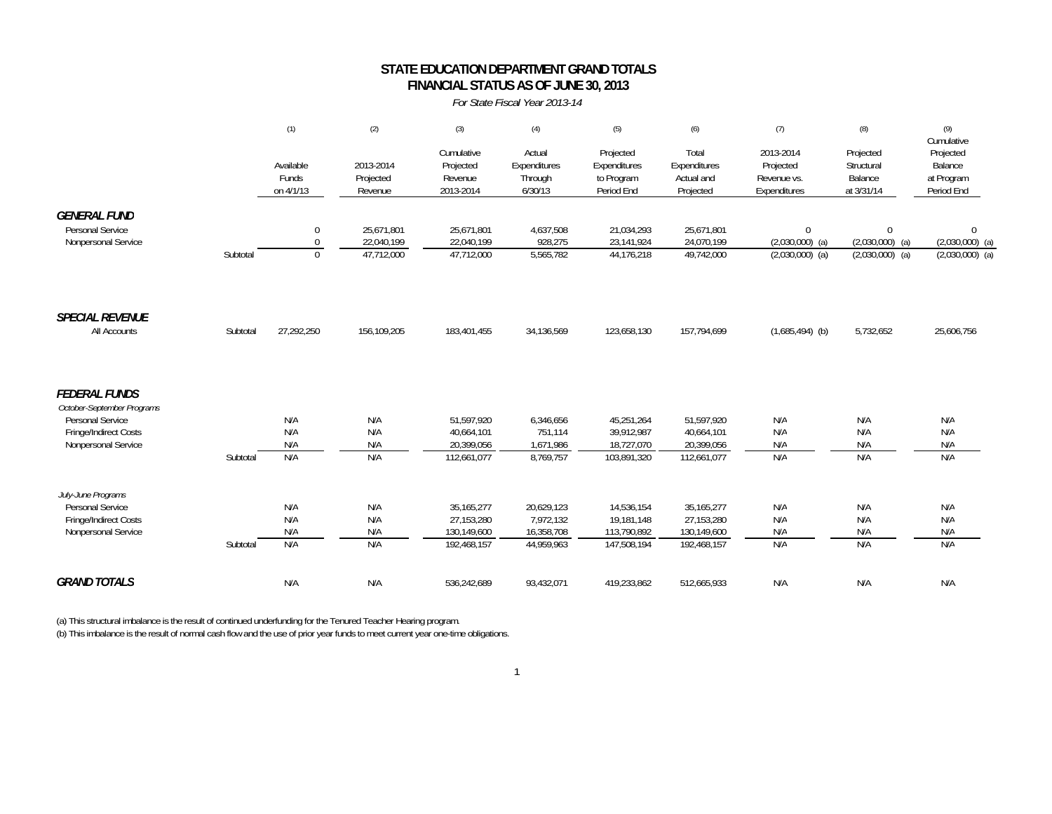# STATE EDUCATION DEPARTMENT GRAND TOTALS
## FINANCIAL STATUS AS OF JUNE 30, 2013

*For State Fiscal Year 2013-14*

| | | (1) Available Funds on 4/1/13 | (2) 2013-2014 Projected Revenue | (3) Cumulative Projected Revenue 2013-2014 | (4) Actual Expenditures Through 6/30/13 | (5) Projected Expenditures to Program Period End | (6) Total Expenditures Actual and Projected | (7) 2013-2014 Projected Revenue vs. Expenditures | (8) Projected Structural Balance at 3/31/14 | (9) Cumulative Projected Balance at Program Period End |
|---|---|---|---|---|---|---|---|---|---|---|
| ***GENERAL FUND*** | | | | | | | | | | |
| Personal Service | | 0 | 25,671,801 | 25,671,801 | 4,637,508 | 21,034,293 | 25,671,801 | 0 | 0 | 0 |
| Nonpersonal Service | | 0 | 22,040,199 | 22,040,199 | 928,275 | 23,141,924 | 24,070,199 | (2,030,000) (a) | (2,030,000) (a) | (2,030,000) (a) |
| | Subtotal | 0 | 47,712,000 | 47,712,000 | 5,565,782 | 44,176,218 | 49,742,000 | (2,030,000) (a) | (2,030,000) (a) | (2,030,000) (a) |
| ***SPECIAL REVENUE*** | | | | | | | | | | |
| All Accounts | Subtotal | 27,292,250 | 156,109,205 | 183,401,455 | 34,136,569 | 123,658,130 | 157,794,699 | (1,685,494) (b) | 5,732,652 | 25,606,756 |
| ***FEDERAL FUNDS*** | | | | | | | | | | |
| *October-September Programs* | | | | | | | | | | |
| Personal Service | | N/A | N/A | 51,597,920 | 6,346,656 | 45,251,264 | 51,597,920 | N/A | N/A | N/A |
| Fringe/Indirect Costs | | N/A | N/A | 40,664,101 | 751,114 | 39,912,987 | 40,664,101 | N/A | N/A | N/A |
| Nonpersonal Service | | N/A | N/A | 20,399,056 | 1,671,986 | 18,727,070 | 20,399,056 | N/A | N/A | N/A |
| | Subtotal | N/A | N/A | 112,661,077 | 8,769,757 | 103,891,320 | 112,661,077 | N/A | N/A | N/A |
| *July-June Programs* | | | | | | | | | | |
| Personal Service | | N/A | N/A | 35,165,277 | 20,629,123 | 14,536,154 | 35,165,277 | N/A | N/A | N/A |
| Fringe/Indirect Costs | | N/A | N/A | 27,153,280 | 7,972,132 | 19,181,148 | 27,153,280 | N/A | N/A | N/A |
| Nonpersonal Service | | N/A | N/A | 130,149,600 | 16,358,708 | 113,790,892 | 130,149,600 | N/A | N/A | N/A |
| | Subtotal | N/A | N/A | 192,468,157 | 44,959,963 | 147,508,194 | 192,468,157 | N/A | N/A | N/A |
| ***GRAND TOTALS*** | | N/A | N/A | 536,242,689 | 93,432,071 | 419,233,862 | 512,665,933 | N/A | N/A | N/A |

(a) This structural imbalance is the result of continued underfunding for the Tenured Teacher Hearing program.

(b) This imbalance is the result of normal cash flow and the use of prior year funds to meet current year one-time obligations.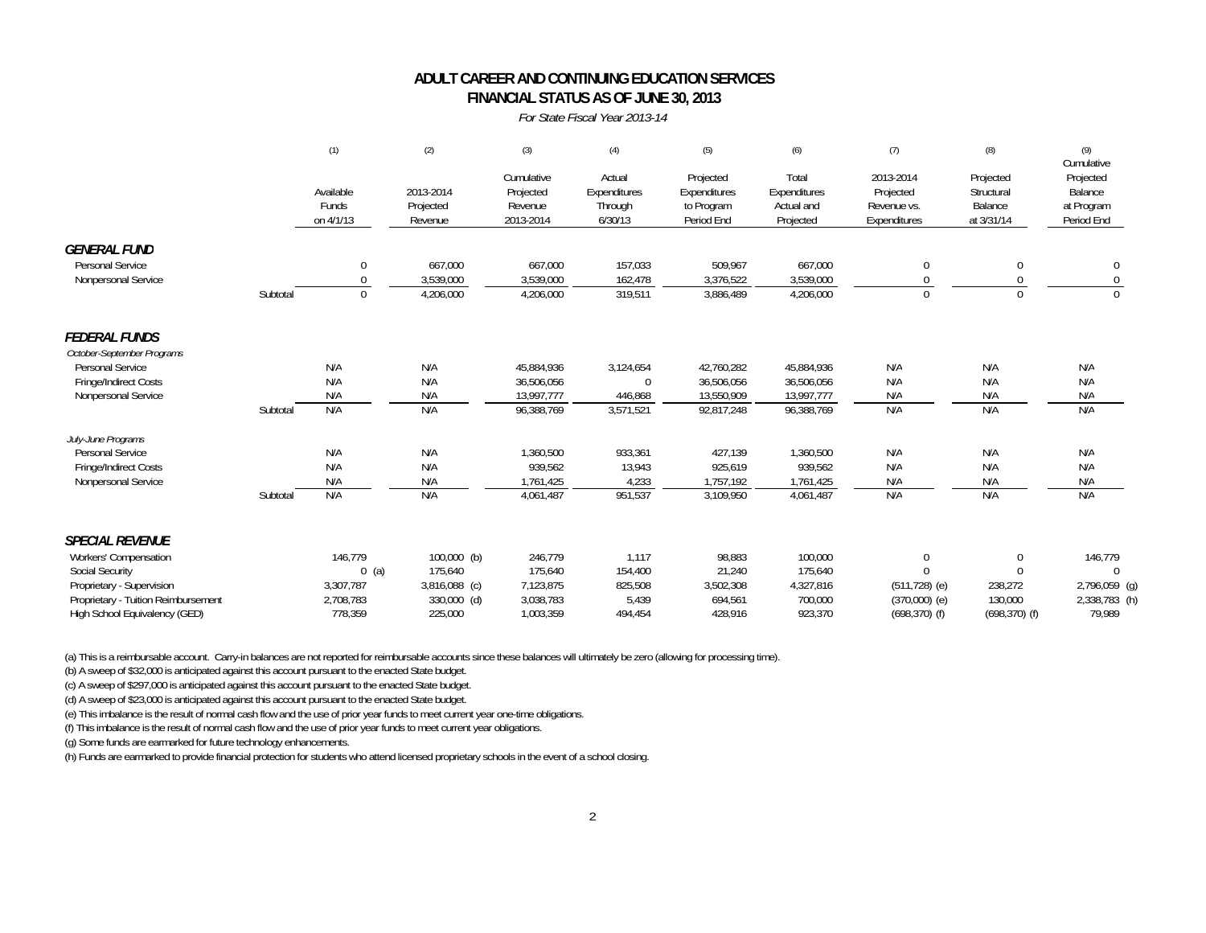# ADULT CAREER AND CONTINUING EDUCATION SERVICES
## FINANCIAL STATUS AS OF JUNE 30, 2013

*For State Fiscal Year 2013-14*

| | | (1) Available Funds on 4/1/13 | (2) 2013-2014 Projected Revenue | (3) Cumulative Projected Revenue 2013-2014 | (4) Actual Expenditures Through 6/30/13 | (5) Projected Expenditures to Program Period End | (6) Total Expenditures Actual and Projected | (7) 2013-2014 Projected Revenue vs. Expenditures | (8) Projected Structural Balance at 3/31/14 | (9) Cumulative Projected Balance at Program Period End |
|---|---|---|---|---|---|---|---|---|---|---|
| ***GENERAL FUND*** | | | | | | | | | | |
| Personal Service | | 0 | 667,000 | 667,000 | 157,033 | 509,967 | 667,000 | 0 | 0 | 0 |
| Nonpersonal Service | | 0 | 3,539,000 | 3,539,000 | 162,478 | 3,376,522 | 3,539,000 | 0 | 0 | 0 |
| | Subtotal | 0 | 4,206,000 | 4,206,000 | 319,511 | 3,886,489 | 4,206,000 | 0 | 0 | 0 |
| ***FEDERAL FUNDS*** | | | | | | | | | | |
| *October-September Programs* | | | | | | | | | | |
| Personal Service | | N/A | N/A | 45,884,936 | 3,124,654 | 42,760,282 | 45,884,936 | N/A | N/A | N/A |
| Fringe/Indirect Costs | | N/A | N/A | 36,506,056 | 0 | 36,506,056 | 36,506,056 | N/A | N/A | N/A |
| Nonpersonal Service | | N/A | N/A | 13,997,777 | 446,868 | 13,550,909 | 13,997,777 | N/A | N/A | N/A |
| | Subtotal | N/A | N/A | 96,388,769 | 3,571,521 | 92,817,248 | 96,388,769 | N/A | N/A | N/A |
| *July-June Programs* | | | | | | | | | | |
| Personal Service | | N/A | N/A | 1,360,500 | 933,361 | 427,139 | 1,360,500 | N/A | N/A | N/A |
| Fringe/Indirect Costs | | N/A | N/A | 939,562 | 13,943 | 925,619 | 939,562 | N/A | N/A | N/A |
| Nonpersonal Service | | N/A | N/A | 1,761,425 | 4,233 | 1,757,192 | 1,761,425 | N/A | N/A | N/A |
| | Subtotal | N/A | N/A | 4,061,487 | 951,537 | 3,109,950 | 4,061,487 | N/A | N/A | N/A |
| ***SPECIAL REVENUE*** | | | | | | | | | | |
| Workers' Compensation | | 146,779 | 100,000 (b) | 246,779 | 1,117 | 98,883 | 100,000 | 0 | 0 | 146,779 |
| Social Security | | 0 (a) | 175,640 | 175,640 | 154,400 | 21,240 | 175,640 | 0 | 0 | 0 |
| Proprietary - Supervision | | 3,307,787 | 3,816,088 (c) | 7,123,875 | 825,508 | 3,502,308 | 4,327,816 | (511,728) (e) | 238,272 | 2,796,059 (g) |
| Proprietary - Tuition Reimbursement | | 2,708,783 | 330,000 (d) | 3,038,783 | 5,439 | 694,561 | 700,000 | (370,000) (e) | 130,000 | 2,338,783 (h) |
| High School Equivalency (GED) | | 778,359 | 225,000 | 1,003,359 | 494,454 | 428,916 | 923,370 | (698,370) (f) | (698,370) (f) | 79,989 |

(a) This is a reimbursable account. Carry-in balances are not reported for reimbursable accounts since these balances will ultimately be zero (allowing for processing time).

(b) A sweep of $32,000 is anticipated against this account pursuant to the enacted State budget.

(c) A sweep of $297,000 is anticipated against this account pursuant to the enacted State budget.

(d) A sweep of $23,000 is anticipated against this account pursuant to the enacted State budget.

(e) This imbalance is the result of normal cash flow and the use of prior year funds to meet current year one-time obligations.

(f) This imbalance is the result of normal cash flow and the use of prior year funds to meet current year obligations.

(g) Some funds are earmarked for future technology enhancements.

(h) Funds are earmarked to provide financial protection for students who attend licensed proprietary schools in the event of a school closing.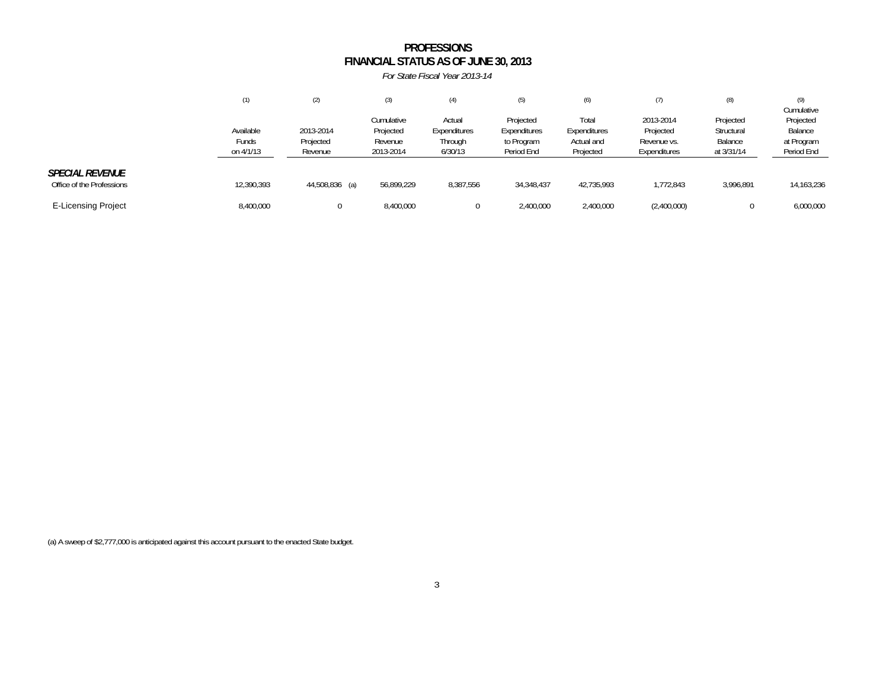# PROFESSIONS
## FINANCIAL STATUS AS OF JUNE 30, 2013

*For State Fiscal Year 2013-14*

| | (1) | (2) | (3) | (4) | (5) | (6) | (7) | (8) | (9) |
|---|---|---|---|---|---|---|---|---|---|
| | Available Funds on 4/1/13 | 2013-2014 Projected Revenue | Cumulative Projected Revenue 2013-2014 | Actual Expenditures Through 6/30/13 | Projected Expenditures to Program Period End | Total Expenditures Actual and Projected | 2013-2014 Projected Revenue vs. Expenditures | Projected Structural Balance at 3/31/14 | Cumulative Projected Balance at Program Period End |
| ***SPECIAL REVENUE*** | | | | | | | | | |
| Office of the Professions | 12,390,393 | 44,508,836 (a) | 56,899,229 | 8,387,556 | 34,348,437 | 42,735,993 | 1,772,843 | 3,996,891 | 14,163,236 |
| E-Licensing Project | 8,400,000 | 0 | 8,400,000 | 0 | 2,400,000 | 2,400,000 | (2,400,000) | 0 | 6,000,000 |

(a) A sweep of $2,777,000 is anticipated against this account pursuant to the enacted State budget.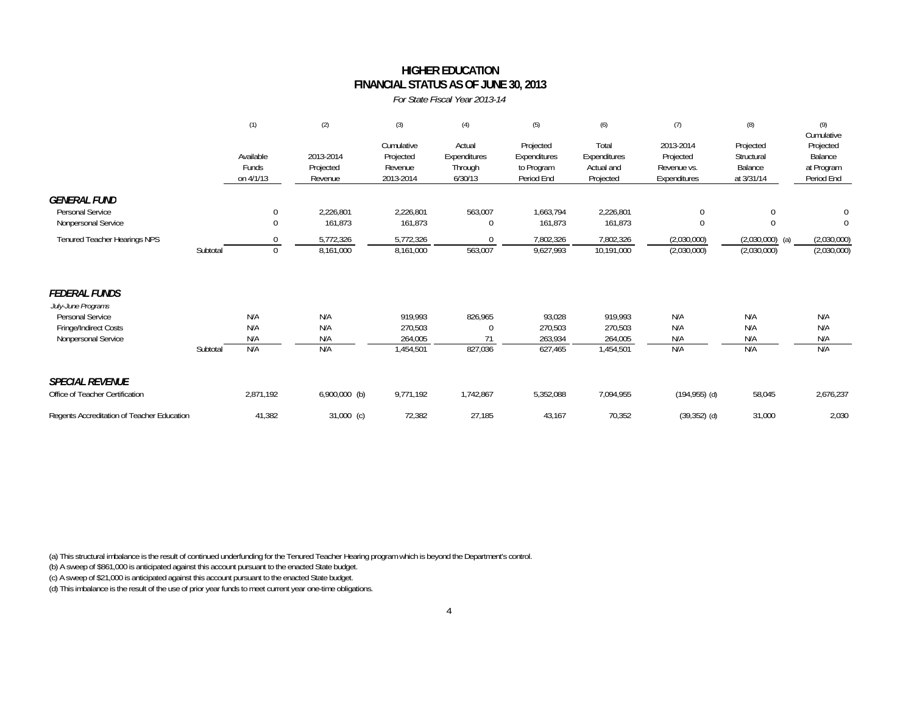# HIGHER EDUCATION
## FINANCIAL STATUS AS OF JUNE 30, 2013

*For State Fiscal Year 2013-14*

| | (1) | (2) | (3) | (4) | (5) | (6) | (7) | (8) | (9) |
|---|---|---|---|---|---|---|---|---|---|
| | Available Funds on 4/1/13 | 2013-2014 Projected Revenue | Cumulative Projected Revenue 2013-2014 | Actual Expenditures Through 6/30/13 | Projected Expenditures to Program Period End | Total Expenditures Actual and Projected | 2013-2014 Projected Revenue vs. Expenditures | Projected Structural Balance at 3/31/14 | Cumulative Projected Balance at Program Period End |
| ***GENERAL FUND*** | | | | | | | | | |
| Personal Service | 0 | 2,226,801 | 2,226,801 | 563,007 | 1,663,794 | 2,226,801 | 0 | 0 | 0 |
| Nonpersonal Service | 0 | 161,873 | 161,873 | 0 | 161,873 | 161,873 | 0 | 0 | 0 |
| Tenured Teacher Hearings NPS | 0 | 5,772,326 | 5,772,326 | 0 | 7,802,326 | 7,802,326 | (2,030,000) | (2,030,000) (a) | (2,030,000) |
| Subtotal | 0 | 8,161,000 | 8,161,000 | 563,007 | 9,627,993 | 10,191,000 | (2,030,000) | (2,030,000) | (2,030,000) |
| ***FEDERAL FUNDS*** | | | | | | | | | |
| *July-June Programs* | | | | | | | | | |
| Personal Service | N/A | N/A | 919,993 | 826,965 | 93,028 | 919,993 | N/A | N/A | N/A |
| Fringe/Indirect Costs | N/A | N/A | 270,503 | 0 | 270,503 | 270,503 | N/A | N/A | N/A |
| Nonpersonal Service | N/A | N/A | 264,005 | 71 | 263,934 | 264,005 | N/A | N/A | N/A |
| Subtotal | N/A | N/A | 1,454,501 | 827,036 | 627,465 | 1,454,501 | N/A | N/A | N/A |
| ***SPECIAL REVENUE*** | | | | | | | | | |
| Office of Teacher Certification | 2,871,192 | 6,900,000 (b) | 9,771,192 | 1,742,867 | 5,352,088 | 7,094,955 | (194,955) (d) | 58,045 | 2,676,237 |
| Regents Accreditation of Teacher Education | 41,382 | 31,000 (c) | 72,382 | 27,185 | 43,167 | 70,352 | (39,352) (d) | 31,000 | 2,030 |

(a) This structural imbalance is the result of continued underfunding for the Tenured Teacher Hearing program which is beyond the Department's control.
(b) A sweep of $861,000 is anticipated against this account pursuant to the enacted State budget.
(c) A sweep of $21,000 is anticipated against this account pursuant to the enacted State budget.
(d) This imbalance is the result of the use of prior year funds to meet current year one-time obligations.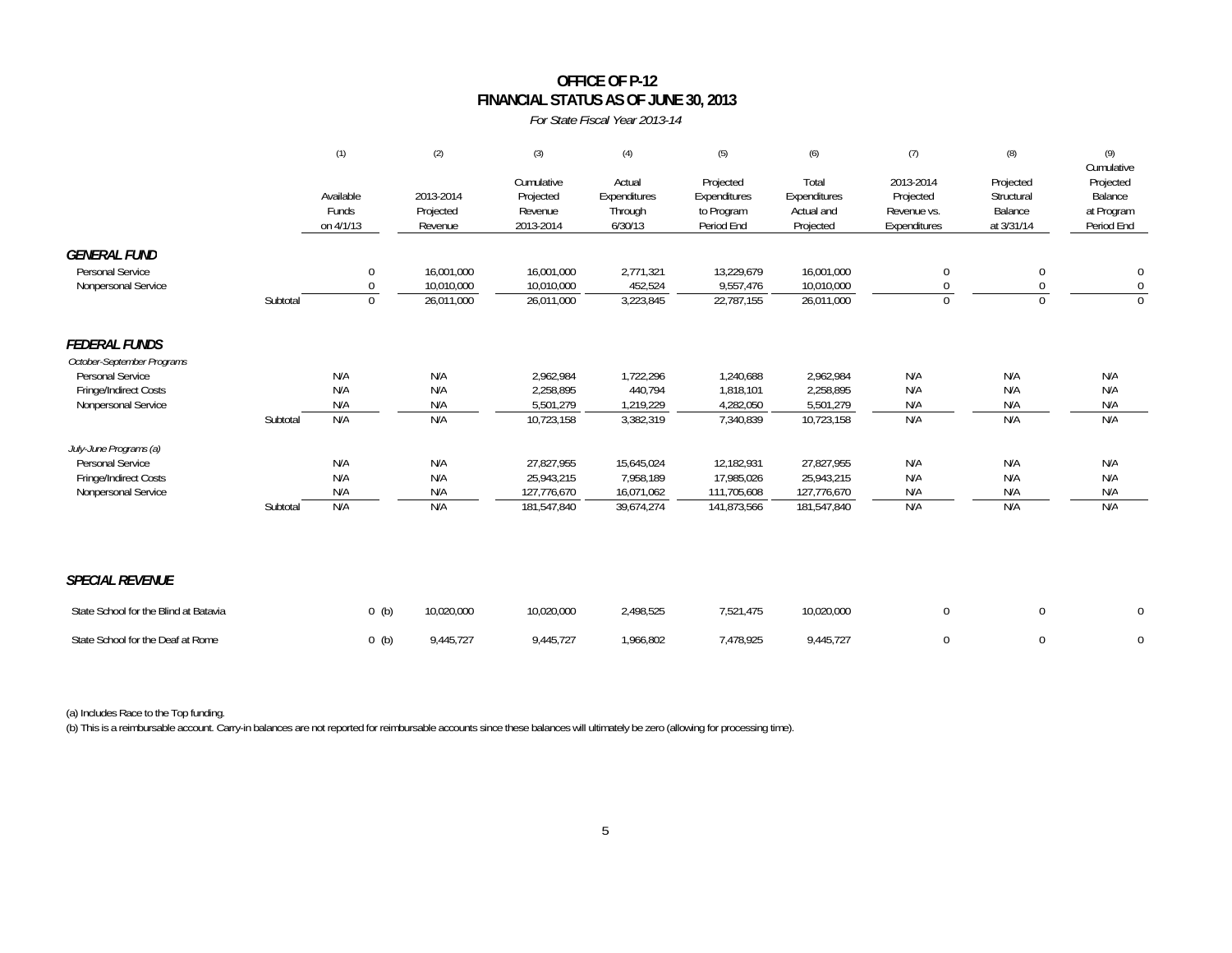# OFFICE OF P-12
# FINANCIAL STATUS AS OF JUNE 30, 2013

*For State Fiscal Year 2013-14*

| | | (1) Available Funds on 4/1/13 | (2) 2013-2014 Projected Revenue | (3) Cumulative Projected Revenue 2013-2014 | (4) Actual Expenditures Through 6/30/13 | (5) Projected Expenditures to Program Period End | (6) Total Expenditures Actual and Projected | (7) 2013-2014 Projected Revenue vs. Expenditures | (8) Projected Structural Balance at 3/31/14 | (9) Cumulative Projected Balance at Program Period End |
|---|---|---|---|---|---|---|---|---|---|---|
| ***GENERAL FUND*** | | | | | | | | | | |
| Personal Service | | 0 | 16,001,000 | 16,001,000 | 2,771,321 | 13,229,679 | 16,001,000 | 0 | 0 | 0 |
| Nonpersonal Service | | 0 | 10,010,000 | 10,010,000 | 452,524 | 9,557,476 | 10,010,000 | 0 | 0 | 0 |
| | Subtotal | 0 | 26,011,000 | 26,011,000 | 3,223,845 | 22,787,155 | 26,011,000 | 0 | 0 | 0 |
| ***FEDERAL FUNDS*** | | | | | | | | | | |
| *October-September Programs* | | | | | | | | | | |
| Personal Service | | N/A | N/A | 2,962,984 | 1,722,296 | 1,240,688 | 2,962,984 | N/A | N/A | N/A |
| Fringe/Indirect Costs | | N/A | N/A | 2,258,895 | 440,794 | 1,818,101 | 2,258,895 | N/A | N/A | N/A |
| Nonpersonal Service | | N/A | N/A | 5,501,279 | 1,219,229 | 4,282,050 | 5,501,279 | N/A | N/A | N/A |
| | Subtotal | N/A | N/A | 10,723,158 | 3,382,319 | 7,340,839 | 10,723,158 | N/A | N/A | N/A |
| *July-June Programs (a)* | | | | | | | | | | |
| Personal Service | | N/A | N/A | 27,827,955 | 15,645,024 | 12,182,931 | 27,827,955 | N/A | N/A | N/A |
| Fringe/Indirect Costs | | N/A | N/A | 25,943,215 | 7,958,189 | 17,985,026 | 25,943,215 | N/A | N/A | N/A |
| Nonpersonal Service | | N/A | N/A | 127,776,670 | 16,071,062 | 111,705,608 | 127,776,670 | N/A | N/A | N/A |
| | Subtotal | N/A | N/A | 181,547,840 | 39,674,274 | 141,873,566 | 181,547,840 | N/A | N/A | N/A |
| ***SPECIAL REVENUE*** | | | | | | | | | | |
| State School for the Blind at Batavia | | 0 (b) | 10,020,000 | 10,020,000 | 2,498,525 | 7,521,475 | 10,020,000 | 0 | 0 | 0 |
| State School for the Deaf at Rome | | 0 (b) | 9,445,727 | 9,445,727 | 1,966,802 | 7,478,925 | 9,445,727 | 0 | 0 | 0 |

(a) Includes Race to the Top funding.

(b) This is a reimbursable account. Carry-in balances are not reported for reimbursable accounts since these balances will ultimately be zero (allowing for processing time).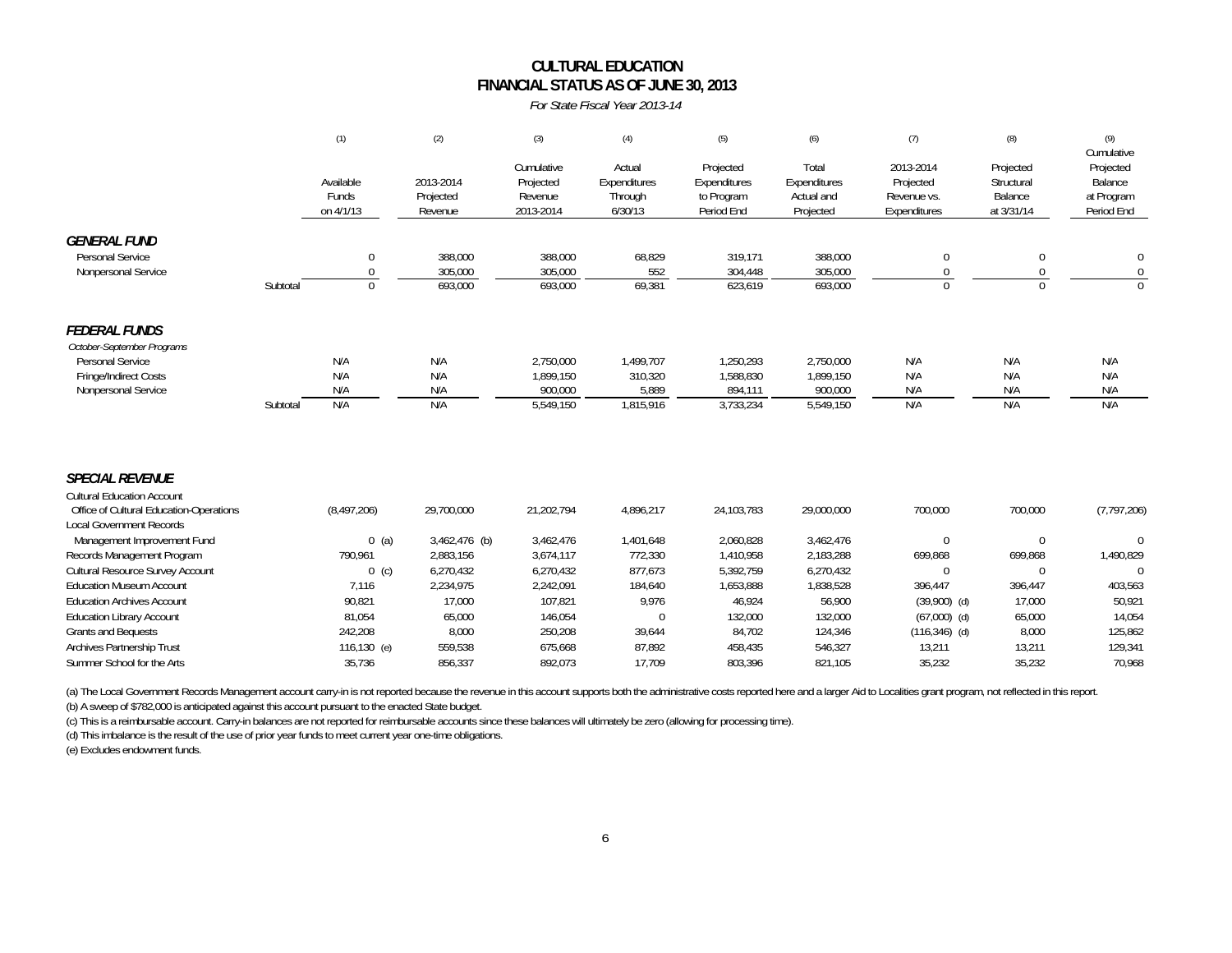# CULTURAL EDUCATION
## FINANCIAL STATUS AS OF JUNE 30, 2013

*For State Fiscal Year 2013-14*

| | (1) | (2) | (3) | (4) | (5) | (6) | (7) | (8) | (9) |
|---|---|---|---|---|---|---|---|---|---|
| | Available Funds on 4/1/13 | 2013-2014 Projected Revenue | Cumulative Projected Revenue 2013-2014 | Actual Expenditures Through 6/30/13 | Projected Expenditures to Program Period End | Total Expenditures Actual and Projected | 2013-2014 Projected Revenue vs. Expenditures | Projected Structural Balance at 3/31/14 | Cumulative Projected Balance at Program Period End |
| ***GENERAL FUND*** | | | | | | | | | |
| Personal Service | 0 | 388,000 | 388,000 | 68,829 | 319,171 | 388,000 | 0 | 0 | 0 |
| Nonpersonal Service | 0 | 305,000 | 305,000 | 552 | 304,448 | 305,000 | 0 | 0 | 0 |
| Subtotal | 0 | 693,000 | 693,000 | 69,381 | 623,619 | 693,000 | 0 | 0 | 0 |
| ***FEDERAL FUNDS*** | | | | | | | | | |
| *October-September Programs* | | | | | | | | | |
| Personal Service | N/A | N/A | 2,750,000 | 1,499,707 | 1,250,293 | 2,750,000 | N/A | N/A | N/A |
| Fringe/Indirect Costs | N/A | N/A | 1,899,150 | 310,320 | 1,588,830 | 1,899,150 | N/A | N/A | N/A |
| Nonpersonal Service | N/A | N/A | 900,000 | 5,889 | 894,111 | 900,000 | N/A | N/A | N/A |
| Subtotal | N/A | N/A | 5,549,150 | 1,815,916 | 3,733,234 | 5,549,150 | N/A | N/A | N/A |
| ***SPECIAL REVENUE*** | | | | | | | | | |
| Cultural Education Account | | | | | | | | | |
| Office of Cultural Education-Operations | (8,497,206) | 29,700,000 | 21,202,794 | 4,896,217 | 24,103,783 | 29,000,000 | 700,000 | 700,000 | (7,797,206) |
| Local Government Records | | | | | | | | | |
| Management Improvement Fund | 0 (a) | 3,462,476 (b) | 3,462,476 | 1,401,648 | 2,060,828 | 3,462,476 | 0 | 0 | 0 |
| Records Management Program | 790,961 | 2,883,156 | 3,674,117 | 772,330 | 1,410,958 | 2,183,288 | 699,868 | 699,868 | 1,490,829 |
| Cultural Resource Survey Account | 0 (c) | 6,270,432 | 6,270,432 | 877,673 | 5,392,759 | 6,270,432 | 0 | 0 | 0 |
| Education Museum Account | 7,116 | 2,234,975 | 2,242,091 | 184,640 | 1,653,888 | 1,838,528 | 396,447 | 396,447 | 403,563 |
| Education Archives Account | 90,821 | 17,000 | 107,821 | 9,976 | 46,924 | 56,900 | (39,900) (d) | 17,000 | 50,921 |
| Education Library Account | 81,054 | 65,000 | 146,054 | 0 | 132,000 | 132,000 | (67,000) (d) | 65,000 | 14,054 |
| Grants and Bequests | 242,208 | 8,000 | 250,208 | 39,644 | 84,702 | 124,346 | (116,346) (d) | 8,000 | 125,862 |
| Archives Partnership Trust | 116,130 (e) | 559,538 | 675,668 | 87,892 | 458,435 | 546,327 | 13,211 | 13,211 | 129,341 |
| Summer School for the Arts | 35,736 | 856,337 | 892,073 | 17,709 | 803,396 | 821,105 | 35,232 | 35,232 | 70,968 |

(a) The Local Government Records Management account carry-in is not reported because the revenue in this account supports both the administrative costs reported here and a larger Aid to Localities grant program, not reflected in this report.

(b) A sweep of $782,000 is anticipated against this account pursuant to the enacted State budget.

(c) This is a reimbursable account. Carry-in balances are not reported for reimbursable accounts since these balances will ultimately be zero (allowing for processing time).

(d) This imbalance is the result of the use of prior year funds to meet current year one-time obligations.

(e) Excludes endowment funds.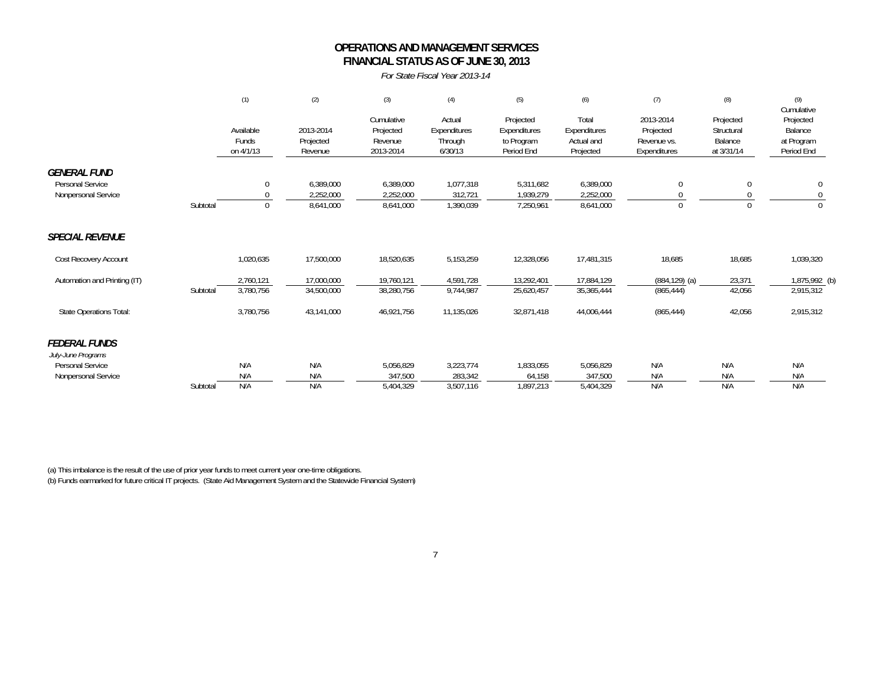# OPERATIONS AND MANAGEMENT SERVICES
## FINANCIAL STATUS AS OF JUNE 30, 2013

*For State Fiscal Year 2013-14*

| | | (1) | (2) | (3) | (4) | (5) | (6) | (7) | (8) | (9) |
|---|---|---|---|---|---|---|---|---|---|---|
| | | Available Funds on 4/1/13 | 2013-2014 Projected Revenue | Cumulative Projected Revenue 2013-2014 | Actual Expenditures Through 6/30/13 | Projected Expenditures to Program Period End | Total Expenditures Actual and Projected | 2013-2014 Projected Revenue vs. Expenditures | Projected Structural Balance at 3/31/14 | Cumulative Projected Balance at Program Period End |
| ***GENERAL FUND*** | | | | | | | | | | |
| Personal Service | | 0 | 6,389,000 | 6,389,000 | 1,077,318 | 5,311,682 | 6,389,000 | 0 | 0 | 0 |
| Nonpersonal Service | | 0 | 2,252,000 | 2,252,000 | 312,721 | 1,939,279 | 2,252,000 | 0 | 0 | 0 |
| | Subtotal | 0 | 8,641,000 | 8,641,000 | 1,390,039 | 7,250,961 | 8,641,000 | 0 | 0 | 0 |
| ***SPECIAL REVENUE*** | | | | | | | | | | |
| Cost Recovery Account | | 1,020,635 | 17,500,000 | 18,520,635 | 5,153,259 | 12,328,056 | 17,481,315 | 18,685 | 18,685 | 1,039,320 |
| Automation and Printing (IT) | | 2,760,121 | 17,000,000 | 19,760,121 | 4,591,728 | 13,292,401 | 17,884,129 | (884,129) (a) | 23,371 | 1,875,992 (b) |
| | Subtotal | 3,780,756 | 34,500,000 | 38,280,756 | 9,744,987 | 25,620,457 | 35,365,444 | (865,444) | 42,056 | 2,915,312 |
| State Operations Total: | | 3,780,756 | 43,141,000 | 46,921,756 | 11,135,026 | 32,871,418 | 44,006,444 | (865,444) | 42,056 | 2,915,312 |
| ***FEDERAL FUNDS*** | | | | | | | | | | |
| *July-June Programs* | | | | | | | | | | |
| Personal Service | | N/A | N/A | 5,056,829 | 3,223,774 | 1,833,055 | 5,056,829 | N/A | N/A | N/A |
| Nonpersonal Service | | N/A | N/A | 347,500 | 283,342 | 64,158 | 347,500 | N/A | N/A | N/A |
| | Subtotal | N/A | N/A | 5,404,329 | 3,507,116 | 1,897,213 | 5,404,329 | N/A | N/A | N/A |

(a) This imbalance is the result of the use of prior year funds to meet current year one-time obligations.

(b) Funds earmarked for future critical IT projects. (State Aid Management System and the Statewide Financial System)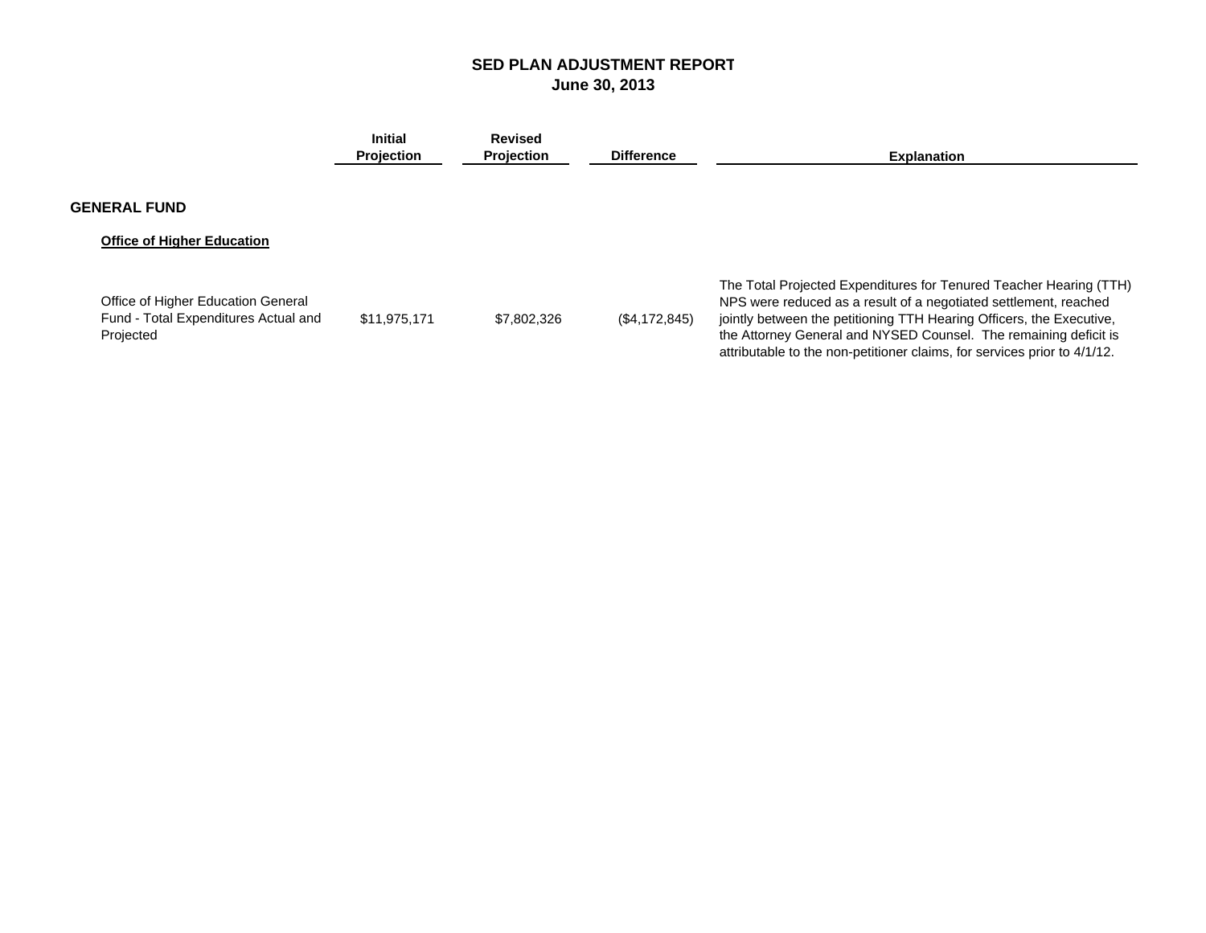# SED PLAN ADJUSTMENT REPORT
## June 30, 2013

| | Initial Projection | Revised Projection | Difference | Explanation |
|---|---|---|---|---|
| **GENERAL FUND** | | | | |
| **Office of Higher Education** | | | | |
| Office of Higher Education General Fund - Total Expenditures Actual and Projected | $11,975,171 | $7,802,326 | ($4,172,845) | The Total Projected Expenditures for Tenured Teacher Hearing (TTH) NPS were reduced as a result of a negotiated settlement, reached jointly between the petitioning TTH Hearing Officers, the Executive, the Attorney General and NYSED Counsel. The remaining deficit is attributable to the non-petitioner claims, for services prior to 4/1/12. |